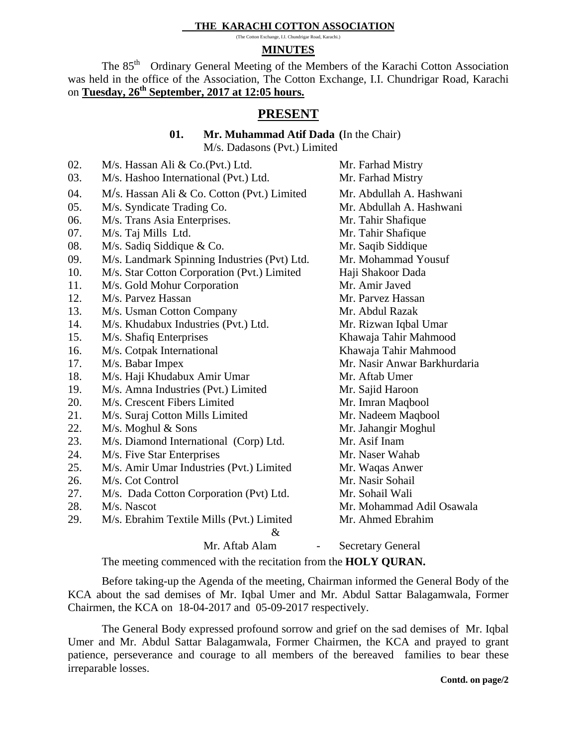# THE KARACHI COTTON ASSOCIATION

(The Cotton Exchange, I.I. Chundrigar Road, Karachi.)

## MINUTES

The 85th Ordinary General Meeting of the Members of the Karachi Cotton Association was held in the office of the Association, The Cotton Exchange, I.I. Chundrigar Road, Karachi on **Tuesday, 26th September, 2017 at 12:05 hours.**

## PRESENT

**01. Mr. Muhammad Atif Dada (**In the Chair)
M/s. Dadasons (Pvt.) Limited

| No. | Member | Representative |
|---|---|---|
| 02. | M/s. Hassan Ali & Co.(Pvt.) Ltd. | Mr. Farhad Mistry |
| 03. | M/s. Hashoo International (Pvt.) Ltd. | Mr. Farhad Mistry |
| 04. | M/s. Hassan Ali & Co. Cotton (Pvt.) Limited | Mr. Abdullah A. Hashwani |
| 05. | M/s. Syndicate Trading Co. | Mr. Abdullah A. Hashwani |
| 06. | M/s. Trans Asia Enterprises. | Mr. Tahir Shafique |
| 07. | M/s. Taj Mills Ltd. | Mr. Tahir Shafique |
| 08. | M/s. Sadiq Siddique & Co. | Mr. Saqib Siddique |
| 09. | M/s. Landmark Spinning Industries (Pvt) Ltd. | Mr. Mohammad Yousuf |
| 10. | M/s. Star Cotton Corporation (Pvt.) Limited | Haji Shakoor Dada |
| 11. | M/s. Gold Mohur Corporation | Mr. Amir Javed |
| 12. | M/s. Parvez Hassan | Mr. Parvez Hassan |
| 13. | M/s. Usman Cotton Company | Mr. Abdul Razak |
| 14. | M/s. Khudabux Industries (Pvt.) Ltd. | Mr. Rizwan Iqbal Umar |
| 15. | M/s. Shafiq Enterprises | Khawaja Tahir Mahmood |
| 16. | M/s. Cotpak International | Khawaja Tahir Mahmood |
| 17. | M/s. Babar Impex | Mr. Nasir Anwar Barkhurdaria |
| 18. | M/s. Haji Khudabux Amir Umar | Mr. Aftab Umer |
| 19. | M/s. Amna Industries (Pvt.) Limited | Mr. Sajid Haroon |
| 20. | M/s. Crescent Fibers Limited | Mr. Imran Maqbool |
| 21. | M/s. Suraj Cotton Mills Limited | Mr. Nadeem Maqbool |
| 22. | M/s. Moghul & Sons | Mr. Jahangir Moghul |
| 23. | M/s. Diamond International (Corp) Ltd. | Mr. Asif Inam |
| 24. | M/s. Five Star Enterprises | Mr. Naser Wahab |
| 25. | M/s. Amir Umar Industries (Pvt.) Limited | Mr. Waqas Anwer |
| 26. | M/s. Cot Control | Mr. Nasir Sohail |
| 27. | M/s. Dada Cotton Corporation (Pvt) Ltd. | Mr. Sohail Wali |
| 28. | M/s. Nascot | Mr. Mohammad Adil Osawala |
| 29. | M/s. Ebrahim Textile Mills (Pvt.) Limited | Mr. Ahmed Ebrahim |

&

Mr. Aftab Alam - Secretary General

The meeting commenced with the recitation from the **HOLY QURAN.**

Before taking-up the Agenda of the meeting, Chairman informed the General Body of the KCA about the sad demises of Mr. Iqbal Umer and Mr. Abdul Sattar Balagamwala, Former Chairmen, the KCA on 18-04-2017 and 05-09-2017 respectively.

The General Body expressed profound sorrow and grief on the sad demises of Mr. Iqbal Umer and Mr. Abdul Sattar Balagamwala, Former Chairmen, the KCA and prayed to grant patience, perseverance and courage to all members of the bereaved families to bear these irreparable losses.

**Contd. on page/2**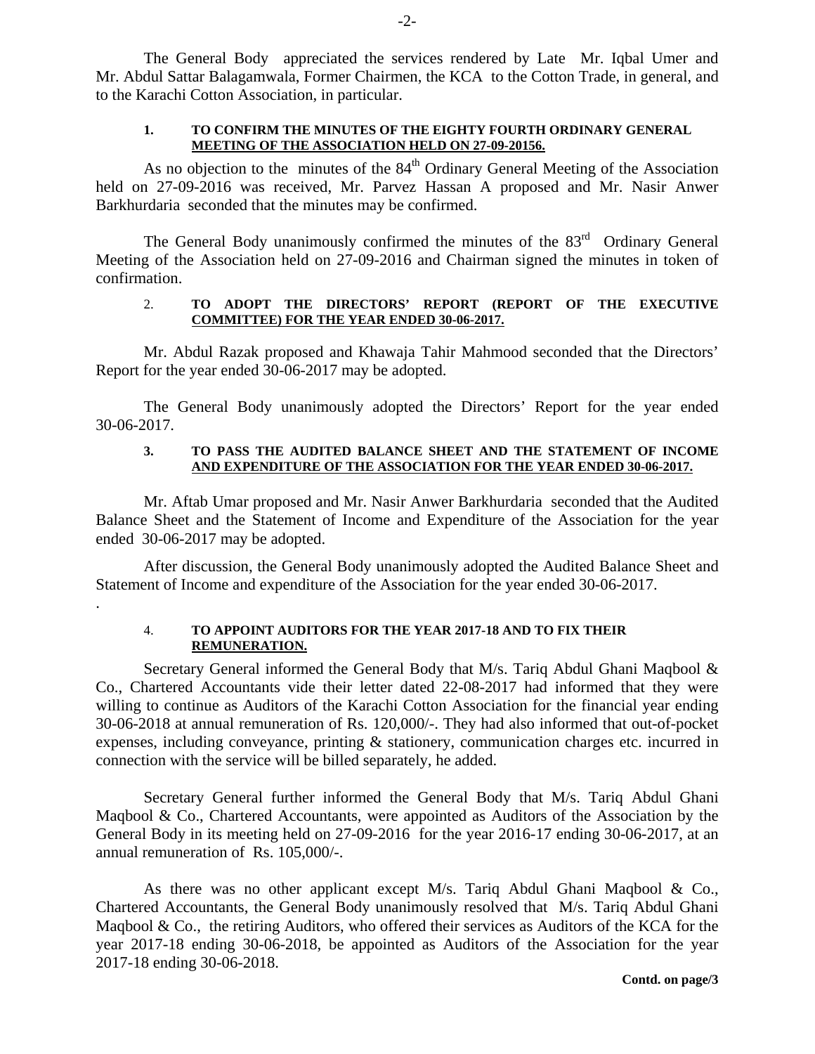The General Body appreciated the services rendered by Late Mr. Iqbal Umer and Mr. Abdul Sattar Balagamwala, Former Chairmen, the KCA to the Cotton Trade, in general, and to the Karachi Cotton Association, in particular.

### 1. TO CONFIRM THE MINUTES OF THE EIGHTY FOURTH ORDINARY GENERAL MEETING OF THE ASSOCIATION HELD ON 27-09-20156.

As no objection to the minutes of the 84th Ordinary General Meeting of the Association held on 27-09-2016 was received, Mr. Parvez Hassan A proposed and Mr. Nasir Anwer Barkhurdaria seconded that the minutes may be confirmed.

The General Body unanimously confirmed the minutes of the 83rd Ordinary General Meeting of the Association held on 27-09-2016 and Chairman signed the minutes in token of confirmation.

### 2. TO ADOPT THE DIRECTORS' REPORT (REPORT OF THE EXECUTIVE COMMITTEE) FOR THE YEAR ENDED 30-06-2017.

Mr. Abdul Razak proposed and Khawaja Tahir Mahmood seconded that the Directors' Report for the year ended 30-06-2017 may be adopted.

The General Body unanimously adopted the Directors' Report for the year ended 30-06-2017.

### 3. TO PASS THE AUDITED BALANCE SHEET AND THE STATEMENT OF INCOME AND EXPENDITURE OF THE ASSOCIATION FOR THE YEAR ENDED 30-06-2017.

Mr. Aftab Umar proposed and Mr. Nasir Anwer Barkhurdaria seconded that the Audited Balance Sheet and the Statement of Income and Expenditure of the Association for the year ended 30-06-2017 may be adopted.

After discussion, the General Body unanimously adopted the Audited Balance Sheet and Statement of Income and expenditure of the Association for the year ended 30-06-2017.

.

### 4. TO APPOINT AUDITORS FOR THE YEAR 2017-18 AND TO FIX THEIR REMUNERATION.

Secretary General informed the General Body that M/s. Tariq Abdul Ghani Maqbool & Co., Chartered Accountants vide their letter dated 22-08-2017 had informed that they were willing to continue as Auditors of the Karachi Cotton Association for the financial year ending 30-06-2018 at annual remuneration of Rs. 120,000/-. They had also informed that out-of-pocket expenses, including conveyance, printing & stationery, communication charges etc. incurred in connection with the service will be billed separately, he added.

Secretary General further informed the General Body that M/s. Tariq Abdul Ghani Maqbool & Co., Chartered Accountants, were appointed as Auditors of the Association by the General Body in its meeting held on 27-09-2016 for the year 2016-17 ending 30-06-2017, at an annual remuneration of Rs. 105,000/-.

As there was no other applicant except M/s. Tariq Abdul Ghani Maqbool & Co., Chartered Accountants, the General Body unanimously resolved that M/s. Tariq Abdul Ghani Maqbool & Co., the retiring Auditors, who offered their services as Auditors of the KCA for the year 2017-18 ending 30-06-2018, be appointed as Auditors of the Association for the year 2017-18 ending 30-06-2018.

**Contd. on page/3**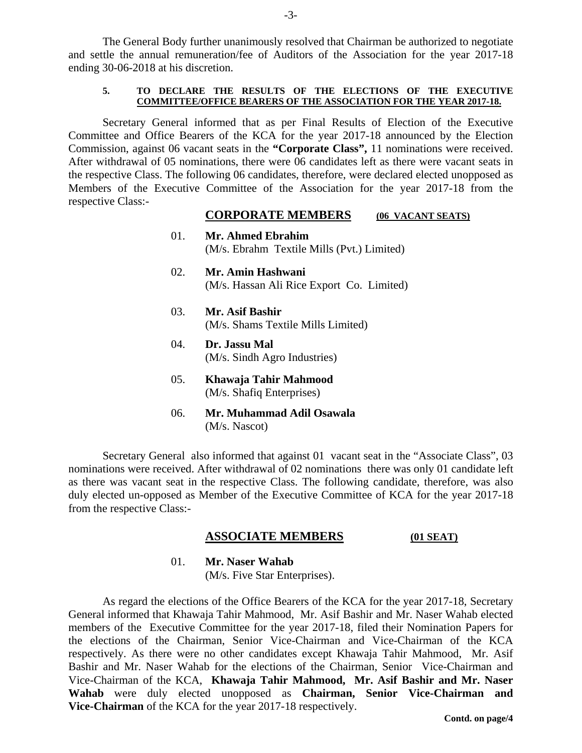The General Body further unanimously resolved that Chairman be authorized to negotiate and settle the annual remuneration/fee of Auditors of the Association for the year 2017-18 ending 30-06-2018 at his discretion.

**5. TO DECLARE THE RESULTS OF THE ELECTIONS OF THE EXECUTIVE COMMITTEE/OFFICE BEARERS OF THE ASSOCIATION FOR THE YEAR 2017-18.**

Secretary General informed that as per Final Results of Election of the Executive Committee and Office Bearers of the KCA for the year 2017-18 announced by the Election Commission, against 06 vacant seats in the **"Corporate Class",** 11 nominations were received. After withdrawal of 05 nominations, there were 06 candidates left as there were vacant seats in the respective Class. The following 06 candidates, therefore, were declared elected unopposed as Members of the Executive Committee of the Association for the year 2017-18 from the respective Class:-

**CORPORATE MEMBERS** **(06 VACANT SEATS)**

01. **Mr. Ahmed Ebrahim**
(M/s. Ebrahm Textile Mills (Pvt.) Limited)

02. **Mr. Amin Hashwani**
(M/s. Hassan Ali Rice Export Co. Limited)

03. **Mr. Asif Bashir**
(M/s. Shams Textile Mills Limited)

04. **Dr. Jassu Mal**
(M/s. Sindh Agro Industries)

05. **Khawaja Tahir Mahmood**
(M/s. Shafiq Enterprises)

06. **Mr. Muhammad Adil Osawala**
(M/s. Nascot)

Secretary General also informed that against 01 vacant seat in the "Associate Class", 03 nominations were received. After withdrawal of 02 nominations there was only 01 candidate left as there was vacant seat in the respective Class. The following candidate, therefore, was also duly elected un-opposed as Member of the Executive Committee of KCA for the year 2017-18 from the respective Class:-

**ASSOCIATE MEMBERS** **(01 SEAT)**

01. **Mr. Naser Wahab**
(M/s. Five Star Enterprises).

As regard the elections of the Office Bearers of the KCA for the year 2017-18, Secretary General informed that Khawaja Tahir Mahmood, Mr. Asif Bashir and Mr. Naser Wahab elected members of the Executive Committee for the year 2017-18, filed their Nomination Papers for the elections of the Chairman, Senior Vice-Chairman and Vice-Chairman of the KCA respectively. As there were no other candidates except Khawaja Tahir Mahmood, Mr. Asif Bashir and Mr. Naser Wahab for the elections of the Chairman, Senior Vice-Chairman and Vice-Chairman of the KCA, **Khawaja Tahir Mahmood, Mr. Asif Bashir and Mr. Naser Wahab** were duly elected unopposed as **Chairman, Senior Vice-Chairman and Vice-Chairman** of the KCA for the year 2017-18 respectively.

**Contd. on page/4**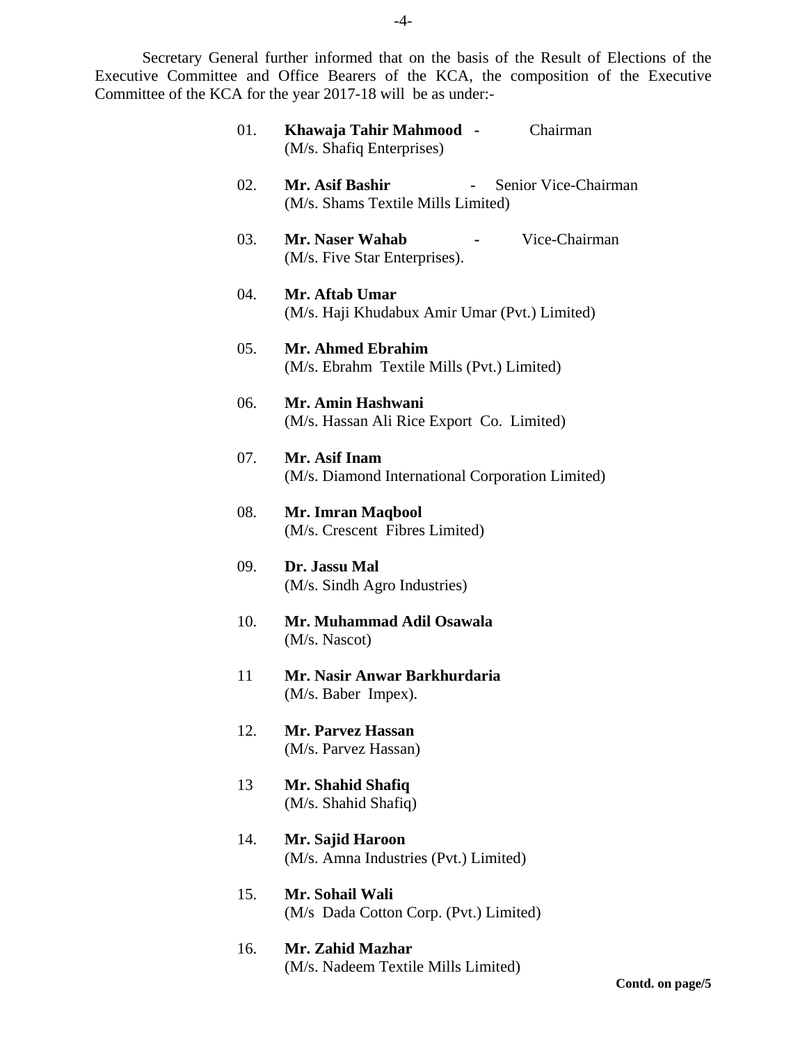Secretary General further informed that on the basis of the Result of Elections of the Executive Committee and Office Bearers of the KCA, the composition of the Executive Committee of the KCA for the year 2017-18 will be as under:-

01. **Khawaja Tahir Mahmood** - Chairman
(M/s. Shafiq Enterprises)

02. **Mr. Asif Bashir** - Senior Vice-Chairman
(M/s. Shams Textile Mills Limited)

03. **Mr. Naser Wahab** - Vice-Chairman
(M/s. Five Star Enterprises).

04. **Mr. Aftab Umar**
(M/s. Haji Khudabux Amir Umar (Pvt.) Limited)

05. **Mr. Ahmed Ebrahim**
(M/s. Ebrahm Textile Mills (Pvt.) Limited)

06. **Mr. Amin Hashwani**
(M/s. Hassan Ali Rice Export Co. Limited)

07. **Mr. Asif Inam**
(M/s. Diamond International Corporation Limited)

08. **Mr. Imran Maqbool**
(M/s. Crescent Fibres Limited)

09. **Dr. Jassu Mal**
(M/s. Sindh Agro Industries)

10. **Mr. Muhammad Adil Osawala**
(M/s. Nascot)

11 **Mr. Nasir Anwar Barkhurdaria**
(M/s. Baber Impex).

12. **Mr. Parvez Hassan**
(M/s. Parvez Hassan)

13 **Mr. Shahid Shafiq**
(M/s. Shahid Shafiq)

14. **Mr. Sajid Haroon**
(M/s. Amna Industries (Pvt.) Limited)

15. **Mr. Sohail Wali**
(M/s Dada Cotton Corp. (Pvt.) Limited)

16. **Mr. Zahid Mazhar**
(M/s. Nadeem Textile Mills Limited)

**Contd. on page/5**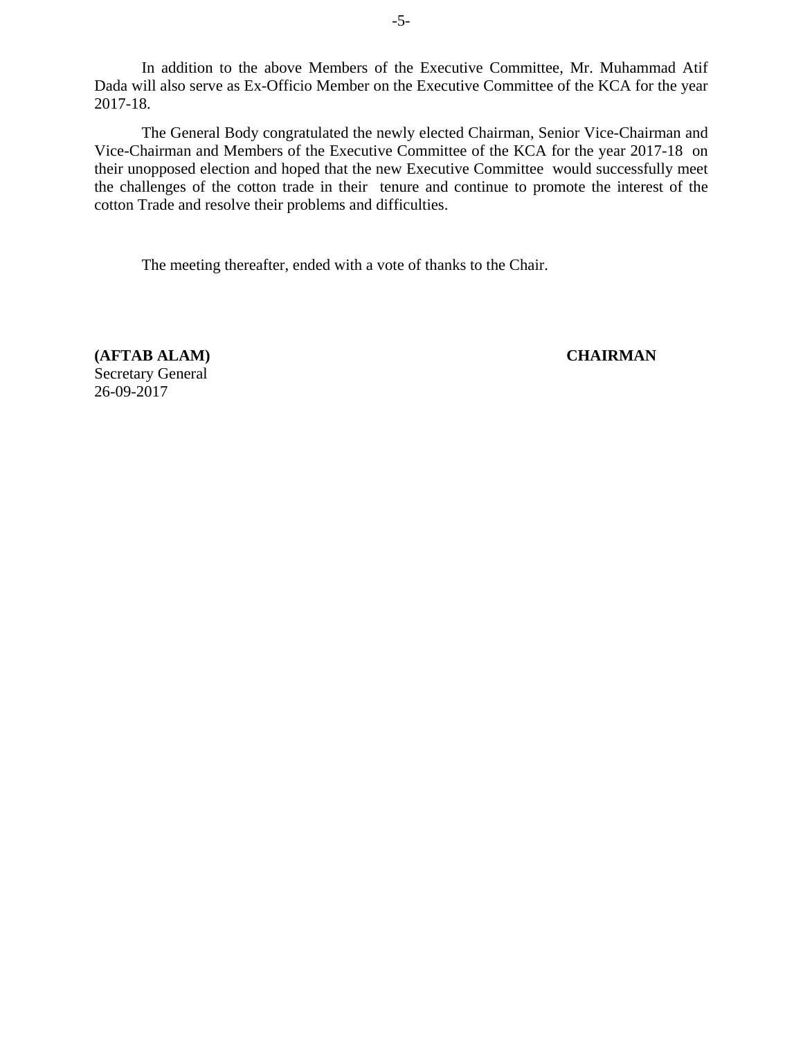In addition to the above Members of the Executive Committee, Mr. Muhammad Atif Dada will also serve as Ex-Officio Member on the Executive Committee of the KCA for the year 2017-18.

The General Body congratulated the newly elected Chairman, Senior Vice-Chairman and Vice-Chairman and Members of the Executive Committee of the KCA for the year 2017-18 on their unopposed election and hoped that the new Executive Committee would successfully meet the challenges of the cotton trade in their tenure and continue to promote the interest of the cotton Trade and resolve their problems and difficulties.

The meeting thereafter, ended with a vote of thanks to the Chair.

**(AFTAB ALAM)** **CHAIRMAN**
Secretary General
26-09-2017